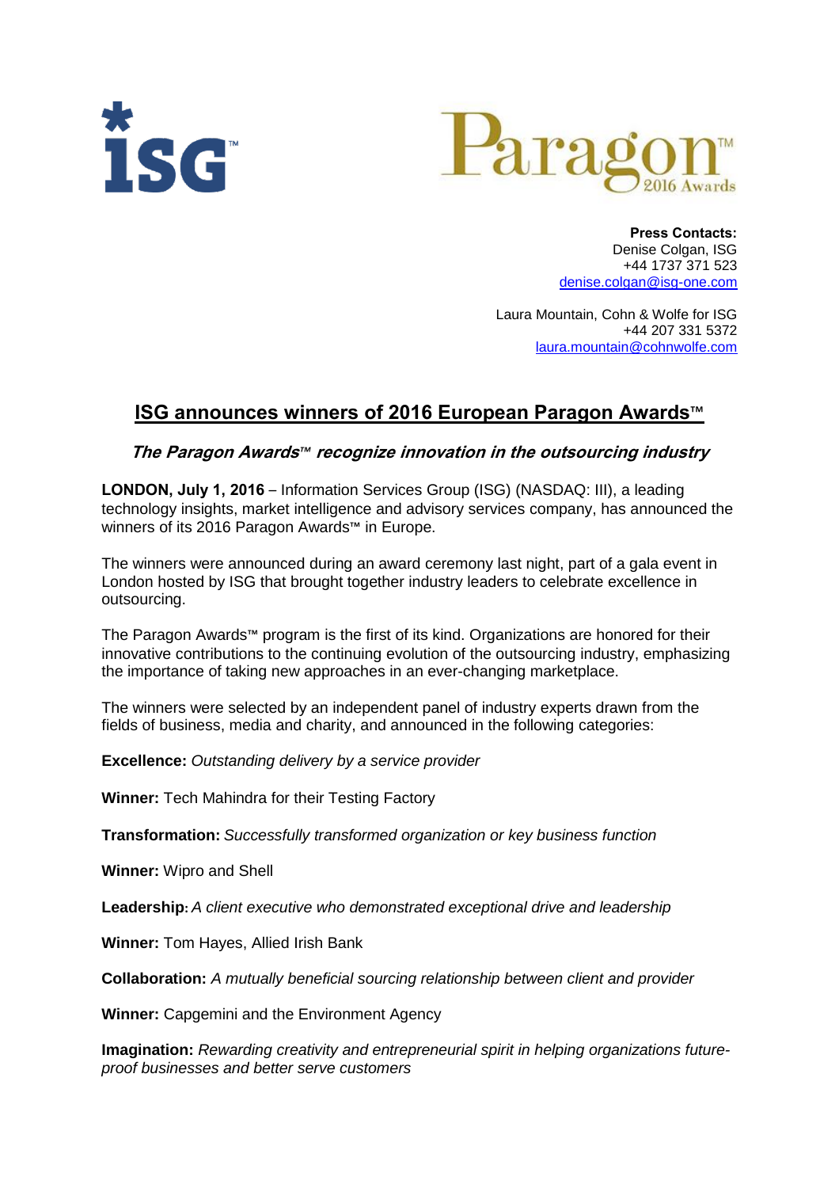**Press Contacts:**
Denise Colgan, ISG
+44 1737 371 523
denise.colgan@isg-one.com

Laura Mountain, Cohn & Wolfe for ISG
+44 207 331 5372
laura.mountain@cohnwolfe.com

# ISG announces winners of 2016 European Paragon Awards™

### *The Paragon Awards™ recognize innovation in the outsourcing industry*

**LONDON, July 1, 2016** – Information Services Group (ISG) (NASDAQ: III), a leading technology insights, market intelligence and advisory services company, has announced the winners of its 2016 Paragon Awards™ in Europe.

The winners were announced during an award ceremony last night, part of a gala event in London hosted by ISG that brought together industry leaders to celebrate excellence in outsourcing.

The Paragon Awards™ program is the first of its kind. Organizations are honored for their innovative contributions to the continuing evolution of the outsourcing industry, emphasizing the importance of taking new approaches in an ever-changing marketplace.

The winners were selected by an independent panel of industry experts drawn from the fields of business, media and charity, and announced in the following categories:

**Excellence:** *Outstanding delivery by a service provider*

**Winner:** Tech Mahindra for their Testing Factory

**Transformation:** *Successfully transformed organization or key business function*

**Winner:** Wipro and Shell

**Leadership:** *A client executive who demonstrated exceptional drive and leadership*

**Winner:** Tom Hayes, Allied Irish Bank

**Collaboration:** *A mutually beneficial sourcing relationship between client and provider*

**Winner:** Capgemini and the Environment Agency

**Imagination:** *Rewarding creativity and entrepreneurial spirit in helping organizations future-proof businesses and better serve customers*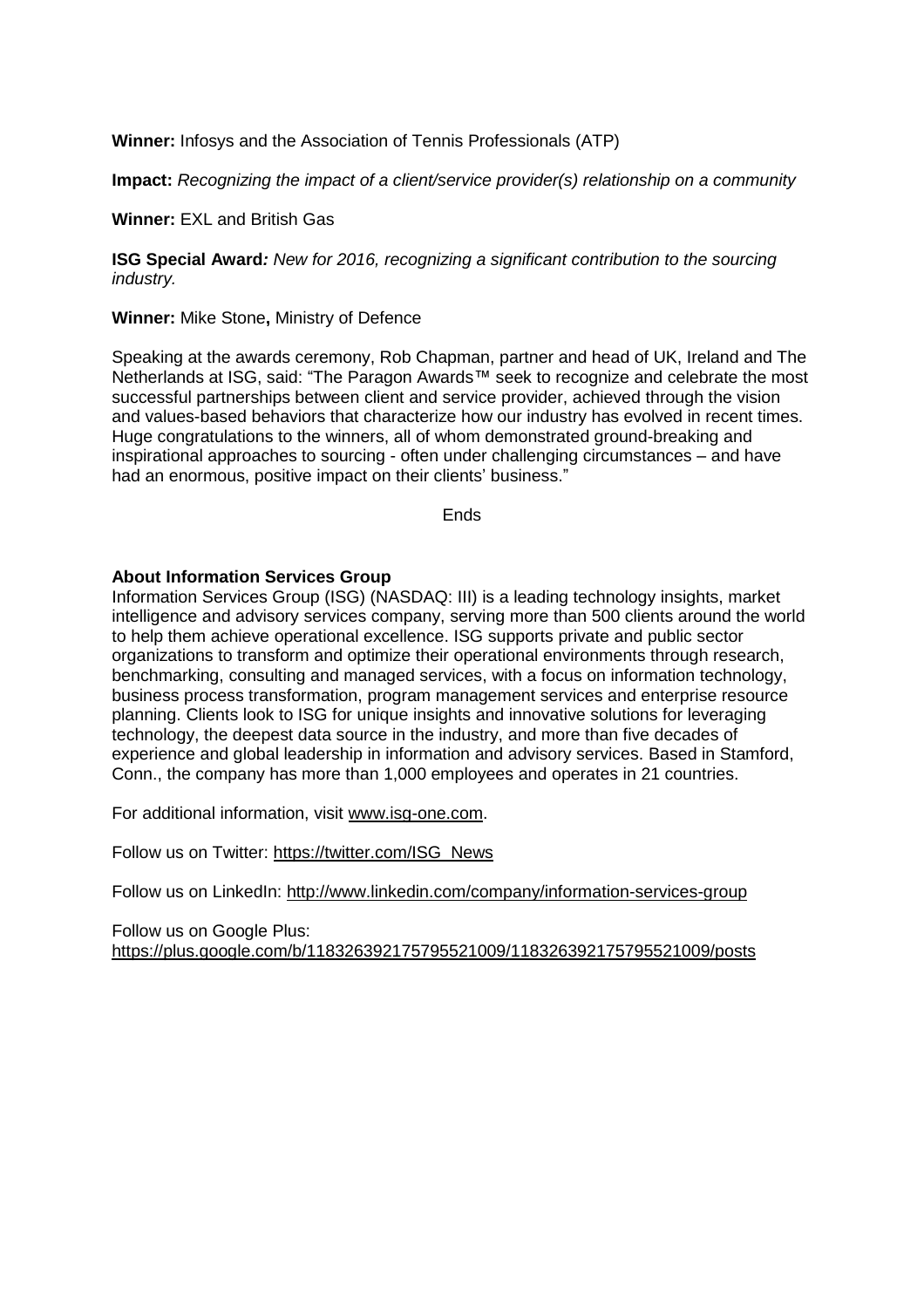**Winner:** Infosys and the Association of Tennis Professionals (ATP)

**Impact:** *Recognizing the impact of a client/service provider(s) relationship on a community*

**Winner:** EXL and British Gas

**ISG Special Award***: New for 2016, recognizing a significant contribution to the sourcing industry.*

**Winner:** Mike Stone**,** Ministry of Defence

Speaking at the awards ceremony, Rob Chapman, partner and head of UK, Ireland and The Netherlands at ISG, said: "The Paragon Awards™ seek to recognize and celebrate the most successful partnerships between client and service provider, achieved through the vision and values-based behaviors that characterize how our industry has evolved in recent times. Huge congratulations to the winners, all of whom demonstrated ground-breaking and inspirational approaches to sourcing - often under challenging circumstances – and have had an enormous, positive impact on their clients' business."

Ends

**About Information Services Group**

Information Services Group (ISG) (NASDAQ: III) is a leading technology insights, market intelligence and advisory services company, serving more than 500 clients around the world to help them achieve operational excellence. ISG supports private and public sector organizations to transform and optimize their operational environments through research, benchmarking, consulting and managed services, with a focus on information technology, business process transformation, program management services and enterprise resource planning. Clients look to ISG for unique insights and innovative solutions for leveraging technology, the deepest data source in the industry, and more than five decades of experience and global leadership in information and advisory services. Based in Stamford, Conn., the company has more than 1,000 employees and operates in 21 countries.

For additional information, visit www.isg-one.com.

Follow us on Twitter: https://twitter.com/ISG_News

Follow us on LinkedIn: http://www.linkedin.com/company/information-services-group

Follow us on Google Plus:
https://plus.google.com/b/118326392175795521009/118326392175795521009/posts